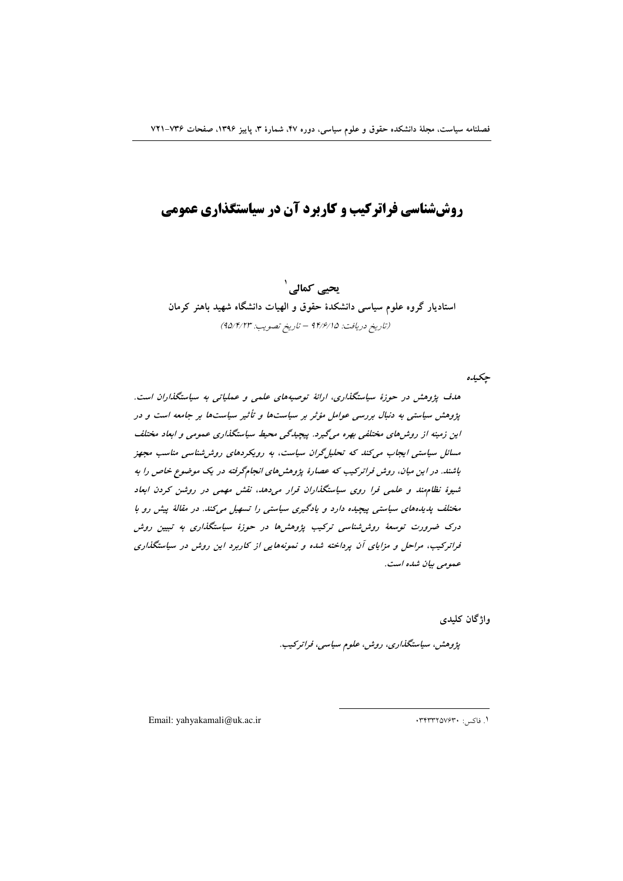# روش‌شناسی فراترکیب و کاربرد آن در سیاستگذاری عمومی

**یحیی کمالی** [1]

**استادیار گروه علوم سیاسی دانشکدهٔ حقوق و الهیات دانشگاه شهید باهنر کرمان**

*(تاریخ دریافت: ۹۴/۶/۱۵ – تاریخ تصویب: ۹۵/۴/۲۳)*

**چکیده**

*هدف پژوهش در حوزهٔ سیاستگذاری، ارائهٔ توصیه‌های علمی و عملیاتی به سیاستگذاران است. پژوهش سیاستی به دنبال بررسی عوامل مؤثر بر سیاست‌ها و تأثیر سیاست‌ها بر جامعه است و در این زمینه از روش‌های مختلفی بهره می‌گیرد. پیچیدگی محیط سیاستگذاری عمومی و ابعاد مختلف مسائل سیاستی ایجاب می‌کند که تحلیل‌گران سیاست، به رویکردهای روش‌شناسی مناسب مجهز باشند. در این میان، روش فراترکیب که عصارهٔ پژوهش‌های انجام‌گرفته در یک موضوع خاص را به شیوهٔ نظام‌مند و علمی فرا روی سیاستگذاران قرار می‌دهد، نقش مهمی در روشن کردن ابعاد مختلف پدیده‌های سیاستی پیچیده دارد و یادگیری سیاستی را تسهیل می‌کند. در مقالهٔ پیش رو با درک ضرورت توسعهٔ روش‌شناسی ترکیب پژوهش‌ها در حوزهٔ سیاستگذاری به تبیین روش فراترکیب، مراحل و مزایای آن پرداخته شده و نمونه‌هایی از کاربرد این روش در سیاستگذاری عمومی بیان شده است.*

**واژگان کلیدی**

*پژوهش، سیاستگذاری، روش، علوم سیاسی، فراترکیب.*

---

[1] فاکس: ۰۳۴۳۳۲۵۷۶۳۰

Email: yahyakamali@uk.ac.ir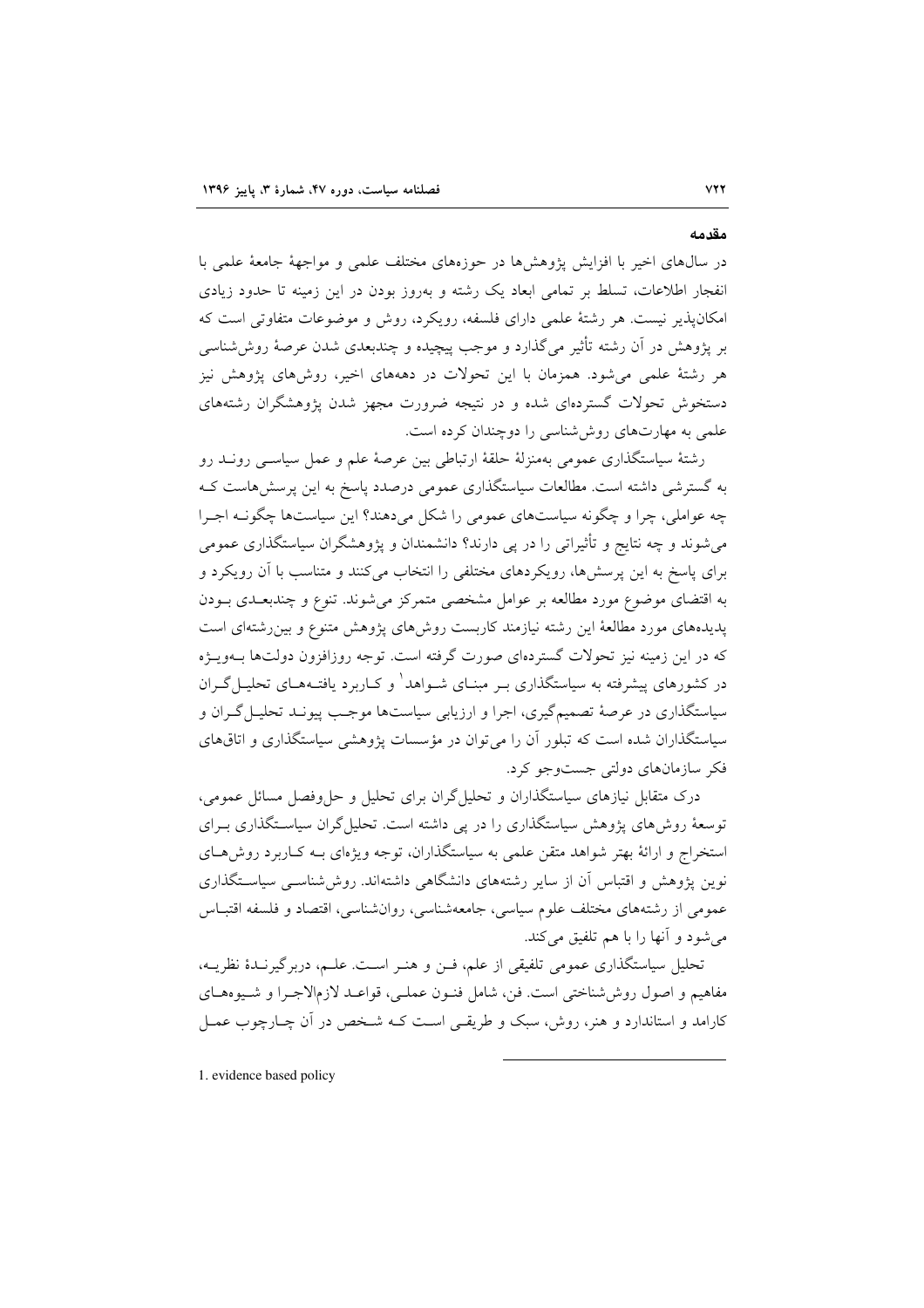## مقدمه

در سال‌های اخیر با افزایش پژوهش‌ها در حوزه‌های مختلف علمی و مواجهۀ جامعۀ علمی با انفجار اطلاعات، تسلط بر تمامی ابعاد یک رشته و به‌روز بودن در این زمینه تا حدود زیادی امکان‌پذیر نیست. هر رشتۀ علمی دارای فلسفه، رویکرد، روش و موضوعات متفاوتی است که بر پژوهش در آن رشته تأثیر می‌گذارد و موجب پیچیده و چندبعدی شدن عرصۀ روش‌شناسی هر رشتۀ علمی می‌شود. همزمان با این تحولات در دهه‌های اخیر، روش‌های پژوهش نیز دستخوش تحولات گسترده‌ای شده و در نتیجه ضرورت مجهز شدن پژوهشگران رشته‌های علمی به مهارت‌های روش‌شناسی را دوچندان کرده است.

رشتۀ سیاستگذاری عمومی به‌منزلۀ حلقۀ ارتباطی بین عرصۀ علم و عمل سیاسی روند رو به گسترشی داشته است. مطالعات سیاستگذاری عمومی درصدد پاسخ به این پرسش‌هاست که چه عواملی، چرا و چگونه سیاست‌های عمومی را شکل می‌دهند؟ این سیاست‌ها چگونه اجرا می‌شوند و چه نتایج و تأثیراتی را در پی دارند؟ دانشمندان و پژوهشگران سیاستگذاری عمومی برای پاسخ به این پرسش‌ها، رویکردهای مختلفی را انتخاب می‌کنند و متناسب با آن رویکرد و به اقتضای موضوع مورد مطالعه بر عوامل مشخصی متمرکز می‌شوند. تنوع و چندبعدی بودن پدیده‌های مورد مطالعۀ این رشته نیازمند کاربست روش‌های پژوهش متنوع و بین‌رشته‌ای است که در این زمینه نیز تحولات گسترده‌ای صورت گرفته است. توجه روزافزون دولت‌ها به‌ویژه در کشورهای پیشرفته به سیاستگذاری بر مبنای شواهد[1] و کاربرد یافته‌های تحلیلگران سیاستگذاری در عرصۀ تصمیم‌گیری، اجرا و ارزیابی سیاست‌ها موجب پیوند تحلیلگران و سیاستگذاران شده است که تبلور آن را می‌توان در مؤسسات پژوهشی سیاستگذاری و اتاق‌های فکر سازمان‌های دولتی جست‌وجو کرد.

درک متقابل نیازهای سیاستگذاران و تحلیلگران برای تحلیل و حل‌وفصل مسائل عمومی، توسعۀ روش‌های پژوهش سیاستگذاری را در پی داشته است. تحلیلگران سیاستگذاری برای استخراج و ارائۀ بهتر شواهد متقن علمی به سیاستگذاران، توجه ویژه‌ای به کاربرد روش‌های نوین پژوهش و اقتباس آن از سایر رشته‌های دانشگاهی داشته‌اند. روش‌شناسی سیاستگذاری عمومی از رشته‌های مختلف علوم سیاسی، جامعه‌شناسی، روان‌شناسی، اقتصاد و فلسفه اقتباس می‌شود و آنها را با هم تلفیق می‌کند.

تحلیل سیاستگذاری عمومی تلفیقی از علم، فن و هنر است. علم، دربرگیرندۀ نظریه، مفاهیم و اصول روش‌شناختی است. فن، شامل فنون عملی، قواعد لازم‌الاجرا و شیوه‌های کارامد و استاندارد و هنر، روش، سبک و طریقی است که شخص در آن چارچوب عمل

---

1. evidence based policy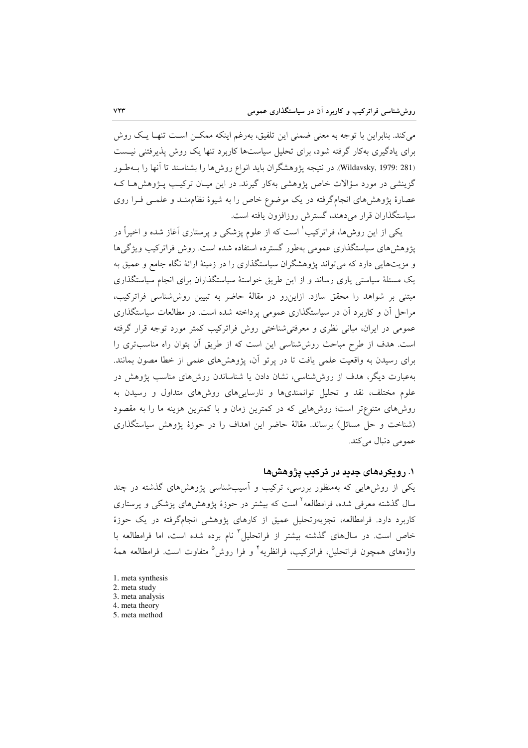می‌کند. بنابراین با توجه به معنی ضمنی این تلفیق، به‌رغم اینکه ممکن است تنها یک روش برای یادگیری به‌کار گرفته شود، برای تحلیل سیاست‌ها کاربرد تنها یک روش پذیرفتنی نیست (Wildavsky, 1979: 281). در نتیجه پژوهشگران باید انواع روش‌ها را بشناسند تا آنها را به‌طور گزینشی در مورد سؤالات خاص پژوهشی به‌کار گیرند. در این میان ترکیب پژوهش‌ها که عصارهٔ پژوهش‌های انجام‌گرفته در یک موضوع خاص را به شیوهٔ نظام‌مند و علمی فرا روی سیاستگذاران قرار می‌دهند، گسترش روزافزون یافته است.

یکی از این روش‌ها، فراترکیب[1] است که از علوم پزشکی و پرستاری آغاز شده و اخیراً در پژوهش‌های سیاستگذاری عمومی به‌طور گسترده استفاده شده است. روش فراترکیب ویژگی‌ها و مزیت‌هایی دارد که می‌تواند پژوهشگران سیاستگذاری را در زمینهٔ ارائهٔ نگاه جامع و عمیق به یک مسئلهٔ سیاستی یاری رساند و از این طریق خواستهٔ سیاستگذاران برای انجام سیاستگذاری مبتنی بر شواهد را محقق سازد. ازاین‌رو در مقالهٔ حاضر به تبیین روش‌شناسی فراترکیب، مراحل آن و کاربرد آن در سیاستگذاری عمومی پرداخته شده است. در مطالعات سیاستگذاری عمومی در ایران، مبانی نظری و معرفتی‌شناختی روش فراترکیب کمتر مورد توجه قرار گرفته است. هدف از طرح مباحث روش‌شناسی این است که از طریق آن بتوان راه مناسب‌تری را برای رسیدن به واقعیت علمی یافت تا در پرتو آن، پژوهش‌های علمی از خطا مصون بمانند. به‌عبارت دیگر، هدف از روش‌شناسی، نشان دادن یا شناساندن روش‌های مناسب پژوهش در علوم مختلف، نقد و تحلیل توانمندی‌ها و نارسایی‌های روش‌های متداول و رسیدن به روش‌های متنوع‌تر است؛ روش‌هایی که در کمترین زمان و با کمترین هزینه ما را به مقصود (شناخت و حل مسائل) برساند. مقالهٔ حاضر این اهداف را در حوزهٔ پژوهش سیاستگذاری عمومی دنبال می‌کند.

## ۱. رویکردهای جدید در ترکیب پژوهش‌ها

یکی از روش‌هایی که به‌منظور بررسی، ترکیب و آسیب‌شناسی پژوهش‌های گذشته در چند سال گذشته معرفی شده، فرامطالعه[2] است که بیشتر در حوزهٔ پژوهش‌های پزشکی و پرستاری کاربرد دارد. فرامطالعه، تجزیه‌وتحلیل عمیق از کارهای پژوهشی انجام‌گرفته در یک حوزهٔ خاص است. در سال‌های گذشته بیشتر از فراتحلیل[3] نام برده شده است، اما فرامطالعه با واژه‌های همچون فراتحلیل، فراترکیب، فرانظریه[4] و فرا روش[5] متفاوت است. فرامطالعه همهٔ

---

1. meta synthesis
2. meta study
3. meta analysis
4. meta theory
5. meta method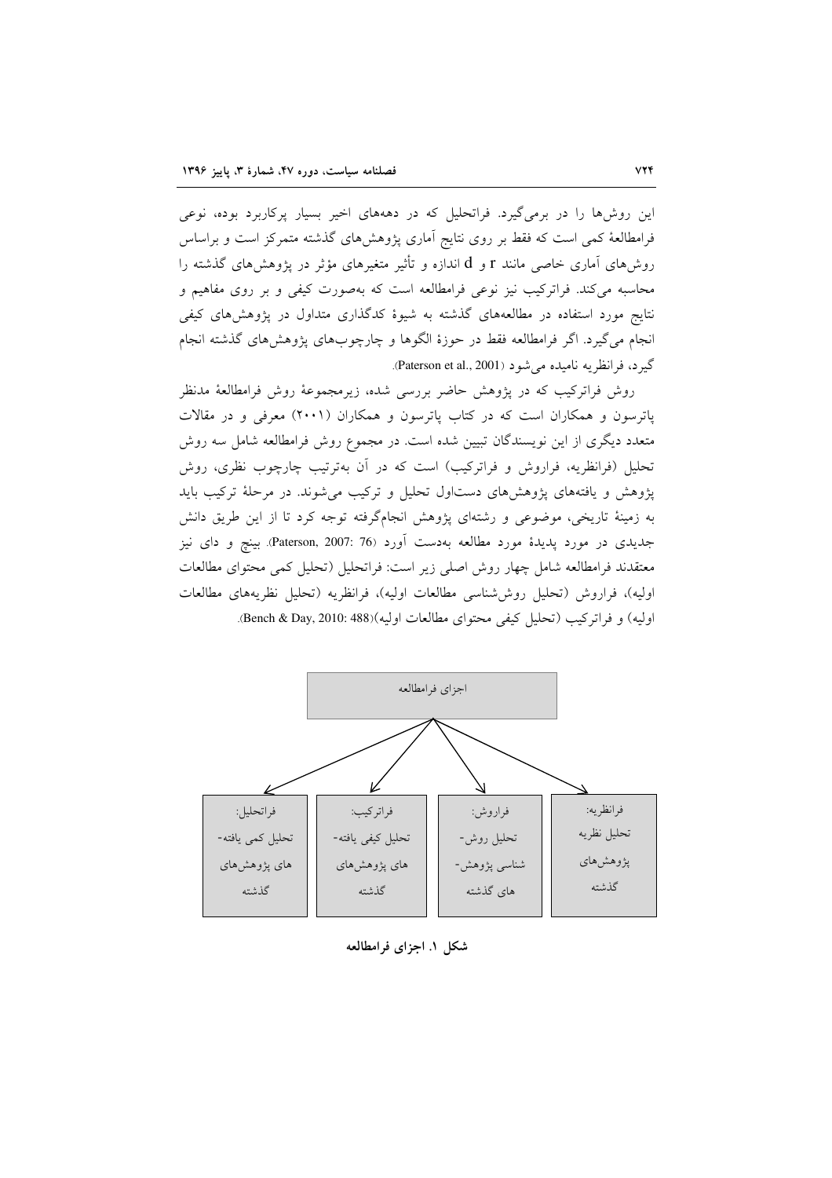این روش‌ها را در برمی‌گیرد. فراتحلیل که در دهه‌های اخیر بسیار پرکاربرد بوده، نوعی فرامطالعهٔ کمی است که فقط بر روی نتایج آماری پژوهش‌های گذشته متمرکز است و براساس روش‌های آماری خاصی مانند r و d اندازه و تأثیر متغیرهای مؤثر در پژوهش‌های گذشته را محاسبه می‌کند. فراترکیب نیز نوعی فرامطالعه است که به‌صورت کیفی و بر روی مفاهیم و نتایج مورد استفاده در مطالعه‌های گذشته به شیوهٔ کدگذاری متداول در پژوهش‌های کیفی انجام می‌گیرد. اگر فرامطالعه فقط در حوزهٔ الگوها و چارچوب‌های پژوهش‌های گذشته انجام گیرد، فرانظریه نامیده می‌شود (Paterson et al., 2001).

روش فراترکیب که در پژوهش حاضر بررسی شده، زیرمجموعهٔ روش فرامطالعهٔ مدنظر پاترسون و همکاران است که در کتاب پاترسون و همکاران (۲۰۰۱) معرفی و در مقالات متعدد دیگری از این نویسندگان تبیین شده است. در مجموع روش فرامطالعه شامل سه روش تحلیل (فرانظریه، فراروش و فراترکیب) است که در آن به‌ترتیب چارچوب نظری، روش پژوهش و یافته‌های پژوهش‌های دست‌اول تحلیل و ترکیب می‌شوند. در مرحلهٔ ترکیب باید به زمینهٔ تاریخی، موضوعی و رشته‌ای پژوهش انجام‌گرفته توجه کرد تا از این طریق دانش جدیدی در مورد پدیدهٔ مورد مطالعه به‌دست آورد (Paterson, 2007: 76). بنچ و دای نیز معتقدند فرامطالعه شامل چهار روش اصلی زیر است: فراتحلیل (تحلیل کمی محتوای مطالعات اولیه)، فراروش (تحلیل روش‌شناسی مطالعات اولیه)، فرانظریه (تحلیل نظریه‌های مطالعات اولیه) و فراترکیب (تحلیل کیفی محتوای مطالعات اولیه)(Bench & Day, 2010: 488).

اجزای فرامطالعه

- فرانظریه: تحلیل نظریه پژوهش‌های گذشته
- فراروش: تحلیل روش‌شناسی پژوهش‌های گذشته
- فراترکیب: تحلیل کیفی یافته‌های پژوهش‌های گذشته
- فراتحلیل: تحلیل کمی یافته‌های پژوهش‌های گذشته

**شکل ۱. اجزای فرامطالعه**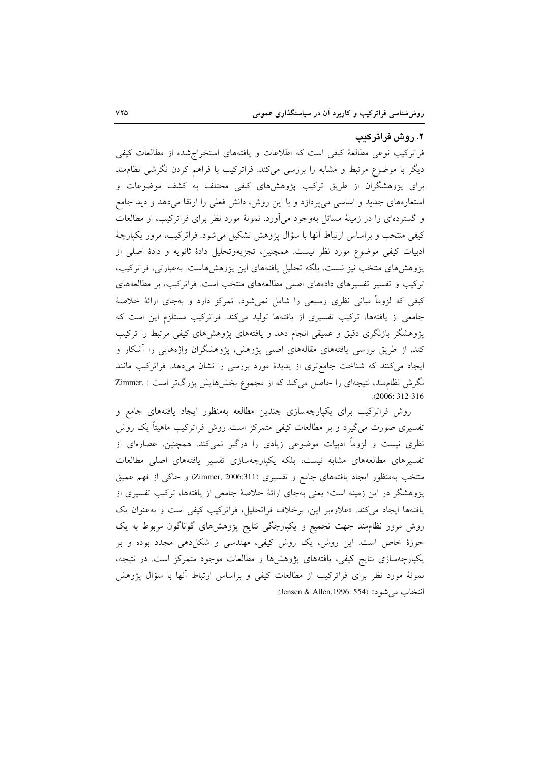## ۲. روش فراترکیب

فراترکیب نوعی مطالعهٔ کیفی است که اطلاعات و یافته‌های استخراج‌شده از مطالعات کیفی دیگر با موضوع مرتبط و مشابه را بررسی می‌کند. فراترکیب با فراهم کردن نگرشی نظام‌مند برای پژوهشگران از طریق ترکیب پژوهش‌های کیفی مختلف به کشف موضوعات و استعاره‌های جدید و اساسی می‌پردازد و با این روش، دانش فعلی را ارتقا می‌دهد و دید جامع و گسترده‌ای را در زمینهٔ مسائل به‌وجود می‌آورد. نمونهٔ مورد نظر برای فراترکیب، از مطالعات کیفی منتخب و براساس ارتباط آنها با سؤال پژوهش تشکیل می‌شود. فراترکیب، مرور یکپارچهٔ ادبیات کیفی موضوع مورد نظر نیست. همچنین، تجزیه‌وتحلیل دادهٔ ثانویه و دادهٔ اصلی از پژوهش‌های منتخب نیز نیست، بلکه تحلیل یافته‌های این پژوهش‌هاست. به‌عبارتی، فراترکیب، ترکیب و تفسیر تفسیرهای داده‌های اصلی مطالعه‌های منتخب است. فراترکیب، بر مطالعه‌های کیفی که لزوماً مبانی نظری وسیعی را شامل نمی‌شود، تمرکز دارد و به‌جای ارائهٔ خلاصهٔ جامعی از یافته‌ها، ترکیب تفسیری از یافته‌ها تولید می‌کند. فراترکیب مستلزم این است که پژوهشگر بازنگری دقیق و عمیقی انجام دهد و یافته‌های پژوهش‌های کیفی مرتبط را ترکیب کند. از طریق بررسی یافته‌های مقاله‌های اصلی پژوهش، پژوهشگران واژه‌هایی را آشکار و ایجاد می‌کنند که شناخت جامع‌تری از پدیدهٔ مورد بررسی را نشان می‌دهد. فراترکیب مانند نگرش نظام‌مند، نتیجه‌ای را حاصل می‌کند که از مجموع بخش‌هایش بزرگ‌تر است (Zimmer, 2006: 312-316).

روش فراترکیب برای یکپارچه‌سازی چندین مطالعه به‌منظور ایجاد یافته‌های جامع و تفسیری صورت می‌گیرد و بر مطالعات کیفی متمرکز است. روش فراترکیب ماهیتاً یک روش نظری نیست و لزوماً ادبیات موضوعی زیادی را درگیر نمی‌کند. همچنین، عصاره‌ای از تفسیرهای مطالعه‌های مشابه نیست، بلکه یکپارچه‌سازی تفسیر یافته‌های اصلی مطالعات منتخب به‌منظور ایجاد یافته‌های جامع و تفسیری (Zimmer, 2006:311) و حاکی از فهم عمیق پژوهشگر در این زمینه است؛ یعنی به‌جای ارائهٔ خلاصهٔ جامعی از یافته‌ها، ترکیب تفسیری از یافته‌ها ایجاد می‌کند. «علاوه‌بر این، برخلاف فراتحلیل، فراترکیب کیفی است و به‌عنوان یک روش مرور نظام‌مند جهت تجمیع و یکپارچگی نتایج پژوهش‌های گوناگون مربوط به یک حوزهٔ خاص است. این روش، یک روش کیفی، مهندسی و شکل‌دهی مجدد بوده و بر یکپارچه‌سازی نتایج کیفی، یافته‌های پژوهش‌ها و مطالعات موجود متمرکز است. در نتیجه، نمونهٔ مورد نظر برای فراترکیب از مطالعات کیفی و براساس ارتباط آنها با سؤال پژوهش انتخاب می‌شود» (Jensen & Allen,1996: 554).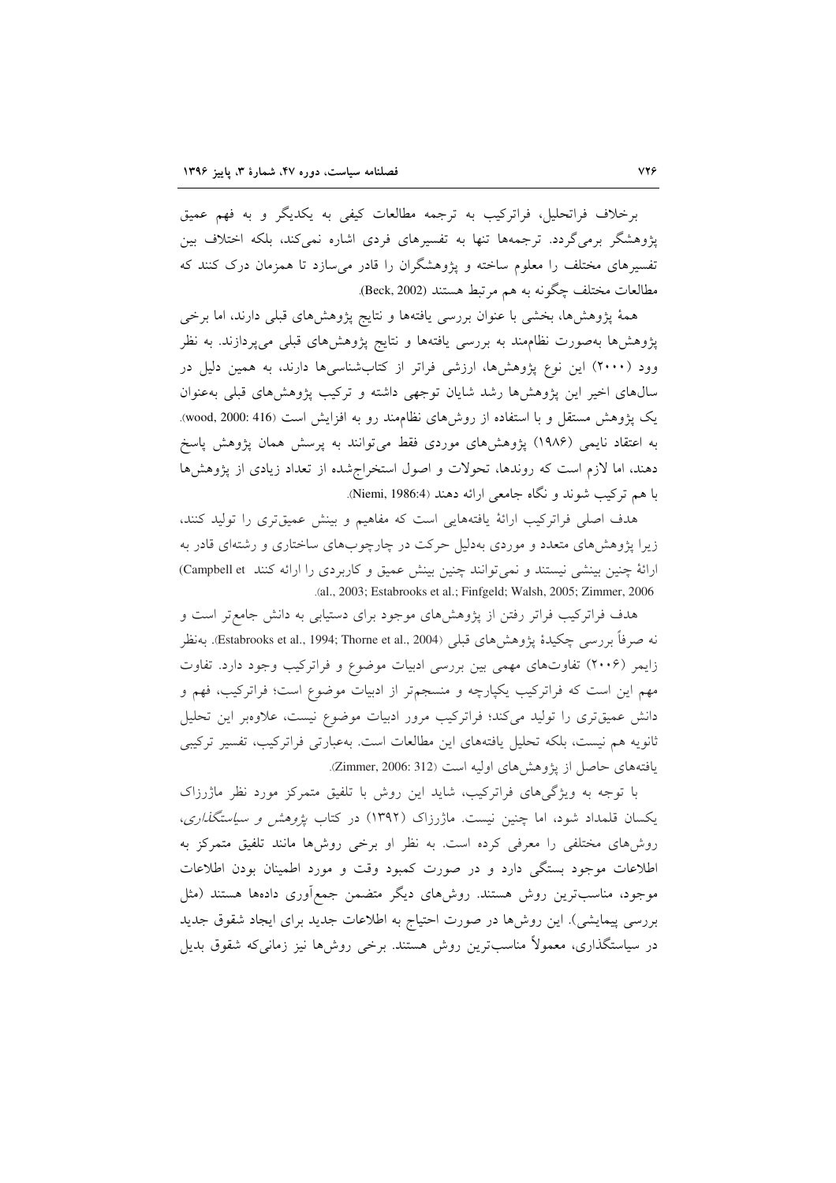برخلاف فراتحلیل، فراترکیب به ترجمه مطالعات کیفی به یکدیگر و به فهم عمیق پژوهشگر برمی‌گردد. ترجمه‌ها تنها به تفسیرهای فردی اشاره نمی‌کند، بلکه اختلاف بین تفسیرهای مختلف را معلوم ساخته و پژوهشگران را قادر می‌سازد تا همزمان درک کنند که مطالعات مختلف چگونه به هم مرتبط هستند (Beck, 2002).

همهٔ پژوهش‌ها، بخشی با عنوان بررسی یافته‌ها و نتایج پژوهش‌های قبلی دارند، اما برخی پژوهش‌ها به‌صورت نظام‌مند به بررسی یافته‌ها و نتایج پژوهش‌های قبلی می‌پردازند. به نظر وود (۲۰۰۰) این نوع پژوهش‌ها، ارزشی فراتر از کتاب‌شناسی‌ها دارند، به همین دلیل در سال‌های اخیر این پژوهش‌ها رشد شایان توجهی داشته و ترکیب پژوهش‌های قبلی به‌عنوان یک پژوهش مستقل و با استفاده از روش‌های نظام‌مند رو به افزایش است (wood, 2000: 416). به اعتقاد نایمی (۱۹۸۶) پژوهش‌های موردی فقط می‌توانند به پرسش همان پژوهش پاسخ دهند، اما لازم است که روندها، تحولات و اصول استخراج‌شده از تعداد زیادی از پژوهش‌ها با هم ترکیب شوند و نگاه جامعی ارائه دهند (Niemi, 1986:4).

هدف اصلی فراترکیب ارائهٔ یافته‌هایی است که مفاهیم و بینش عمیق‌تری را تولید کنند، زیرا پژوهش‌های متعدد و موردی به‌دلیل حرکت در چارچوب‌های ساختاری و رشته‌ای قادر به ارائهٔ چنین بینشی نیستند و نمی‌توانند چنین بینش عمیق و کاربردی را ارائه کنند (Campbell et al., 2003; Estabrooks et al.; Finfgeld; Walsh, 2005; Zimmer, 2006).

هدف فراترکیب فراتر رفتن از پژوهش‌های موجود برای دستیابی به دانش جامع‌تر است و نه صرفاً بررسی چکیدهٔ پژوهش‌های قبلی (Estabrooks et al., 1994; Thorne et al., 2004). به‌نظر زایمر (۲۰۰۶) تفاوت‌های مهمی بین بررسی ادبیات موضوع و فراترکیب وجود دارد. تفاوت مهم این است که فراترکیب یکپارچه و منسجم‌تر از ادبیات موضوع است؛ فراترکیب، فهم و دانش عمیق‌تری را تولید می‌کند؛ فراترکیب مرور ادبیات موضوع نیست، علاوه‌بر این تحلیل ثانویه هم نیست، بلکه تحلیل یافته‌های این مطالعات است. به‌عبارتی فراترکیب، تفسیر ترکیبی یافته‌های حاصل از پژوهش‌های اولیه است (Zimmer, 2006: 312).

با توجه به ویژگی‌های فراترکیب، شاید این روش با تلفیق متمرکز مورد نظر ماژرزاک یکسان قلمداد شود، اما چنین نیست. ماژرزاک (۱۳۹۲) در کتاب *پژوهش و سیاستگذاری*، روش‌های مختلفی را معرفی کرده است. به نظر او برخی روش‌ها مانند تلفیق متمرکز به اطلاعات موجود بستگی دارد و در صورت کمبود وقت و مورد اطمینان بودن اطلاعات موجود، مناسب‌ترین روش هستند. روش‌های دیگر متضمن جمع‌آوری داده‌ها هستند (مثل بررسی پیمایشی). این روش‌ها در صورت احتیاج به اطلاعات جدید برای ایجاد شقوق جدید در سیاستگذاری، معمولاً مناسب‌ترین روش هستند. برخی روش‌ها نیز زمانی‌که شقوق بدیل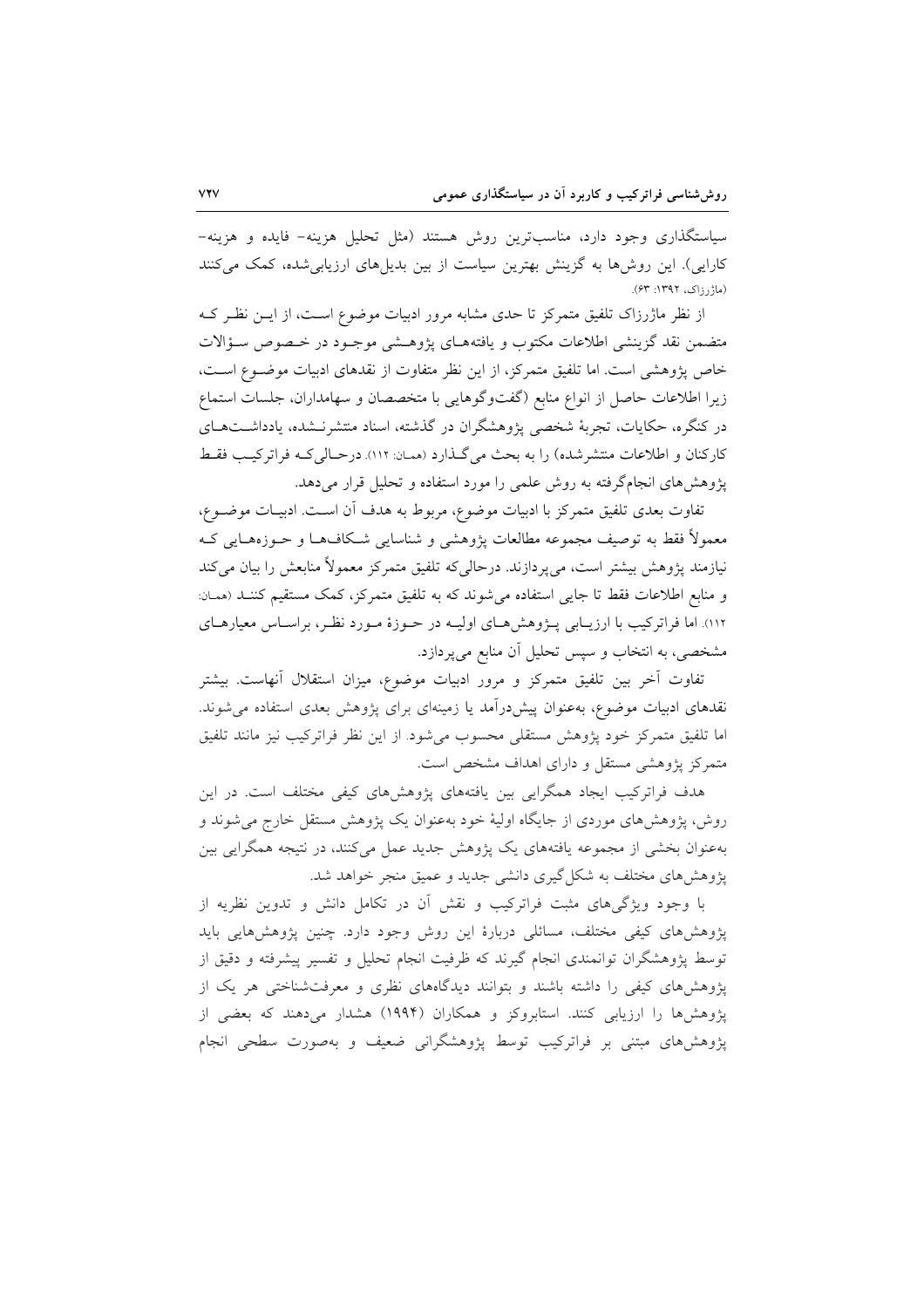سیاستگذاری وجود دارد، مناسب‌ترین روش هستند (مثل تحلیل هزینه- فایده و هزینه- کارایی). این روش‌ها به گزینش بهترین سیاست از بین بدیل‌های ارزیابی‌شده، کمک می‌کنند (ماژرزاک، ۱۳۹۲: ۶۳).

از نظر ماژرزاک تلفیق متمرکز تا حدی مشابه مرور ادبیات موضوع است، از این نظر که متضمن نقد گزینشی اطلاعات مکتوب و یافته‌های پژوهشی موجود در خصوص سؤالات خاص پژوهشی است. اما تلفیق متمرکز، از این نظر متفاوت از نقدهای ادبیات موضوع است، زیرا اطلاعات حاصل از انواع منابع (گفت‌وگوهایی با متخصصان و سهامداران، جلسات استماع در کنگره، حکایات، تجربهٔ شخصی پژوهشگران در گذشته، اسناد منتشرنشده، یادداشت‌های کارکنان و اطلاعات منتشرشده) را به بحث می‌گذارد (همان: ۱۱۲). درحالی‌که فراترکیب فقط پژوهش‌های انجام‌گرفته به روش علمی را مورد استفاده و تحلیل قرار می‌دهد.

تفاوت بعدی تلفیق متمرکز با ادبیات موضوع، مربوط به هدف آن است. ادبیات موضوع، معمولاً فقط به توصیف مجموعه مطالعات پژوهشی و شناسایی شکاف‌ها و حوزه‌هایی که نیازمند پژوهش بیشتر است، می‌پردازند. درحالی‌که تلفیق متمرکز معمولاً منابعش را بیان می‌کند و منابع اطلاعات فقط تا جایی استفاده می‌شوند که به تلفیق متمرکز، کمک مستقیم کنند (همان: ۱۱۲). اما فراترکیب با ارزیابی پژوهش‌های اولیه در حوزهٔ مورد نظر، براساس معیارهای مشخصی، به انتخاب و سپس تحلیل آن منابع می‌پردازد.

تفاوت آخر بین تلفیق متمرکز و مرور ادبیات موضوع، میزان استقلال آنهاست. بیشتر نقدهای ادبیات موضوع، به‌عنوان پیش‌درآمد یا زمینه‌ای برای پژوهش بعدی استفاده می‌شوند. اما تلفیق متمرکز خود پژوهش مستقلی محسوب می‌شود. از این نظر فراترکیب نیز مانند تلفیق متمرکز پژوهشی مستقل و دارای اهداف مشخص است.

هدف فراترکیب ایجاد همگرایی بین یافته‌های پژوهش‌های کیفی مختلف است. در این روش، پژوهش‌های موردی از جایگاه اولیهٔ خود به‌عنوان یک پژوهش مستقل خارج می‌شوند و به‌عنوان بخشی از مجموعه یافته‌های یک پژوهش جدید عمل می‌کنند، در نتیجه همگرایی بین پژوهش‌های مختلف به شکل‌گیری دانشی جدید و عمیق منجر خواهد شد.

با وجود ویژگی‌های مثبت فراترکیب و نقش آن در تکامل دانش و تدوین نظریه از پژوهش‌های کیفی مختلف، مسائلی دربارهٔ این روش وجود دارد. چنین پژوهش‌هایی باید توسط پژوهشگران توانمندی انجام گیرند که ظرفیت انجام تحلیل و تفسیر پیشرفته و دقیق از پژوهش‌های کیفی را داشته باشند و بتوانند دیدگاه‌های نظری و معرفت‌شناختی هر یک از پژوهش‌ها را ارزیابی کنند. استابروکز و همکاران (۱۹۹۴) هشدار می‌دهند که بعضی از پژوهش‌های مبتنی بر فراترکیب توسط پژوهشگرانی ضعیف و به‌صورت سطحی انجام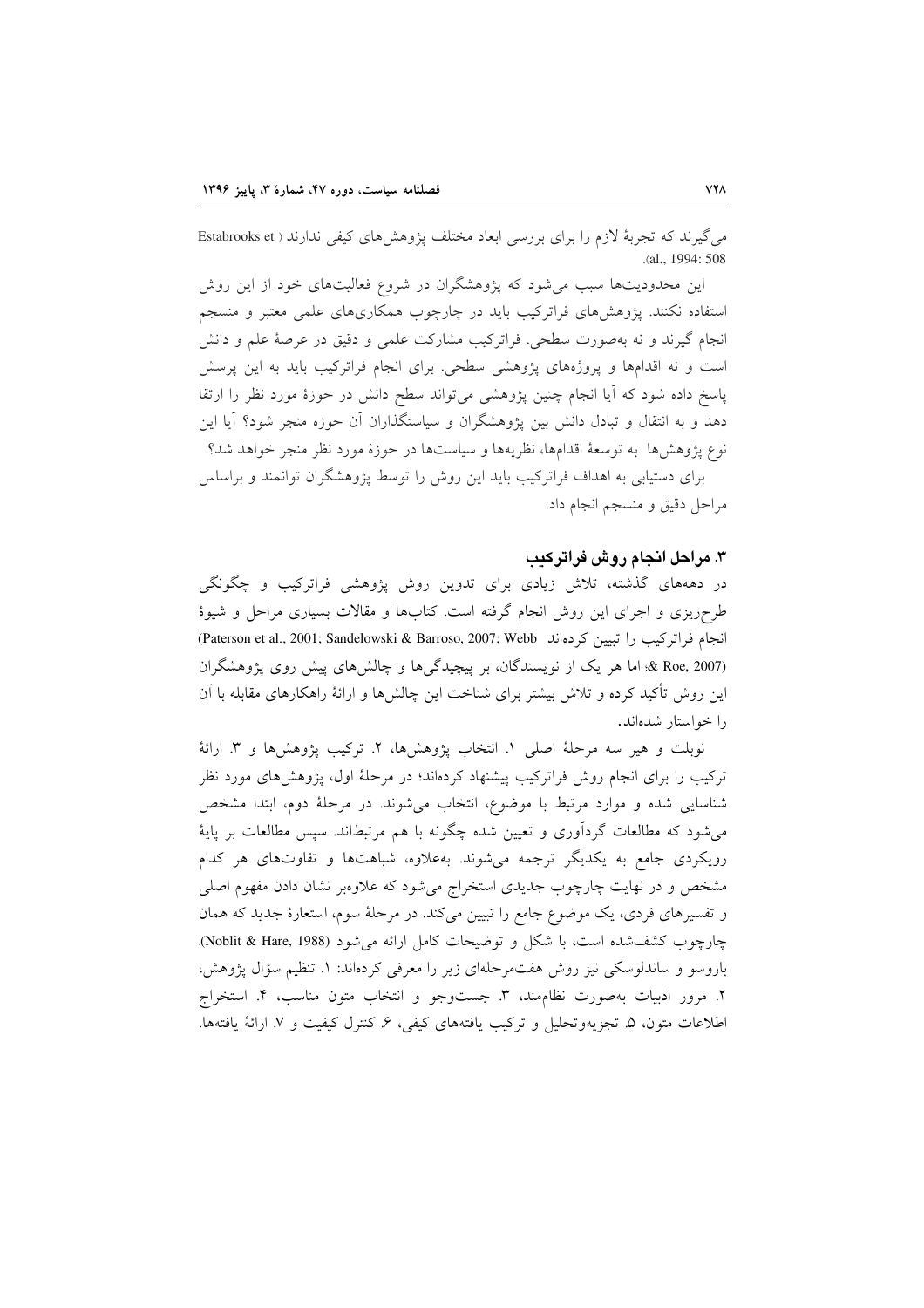می‌گیرند که تجربهٔ لازم را برای بررسی ابعاد مختلف پژوهش‌های کیفی ندارند (Estabrooks et al., 1994: 508).

این محدودیت‌ها سبب می‌شود که پژوهشگران در شروع فعالیت‌های خود از این روش استفاده نکنند. پژوهش‌های فراترکیب باید در چارچوب همکاری‌های علمی معتبر و منسجم انجام گیرند و نه به‌صورت سطحی. فراترکیب مشارکت علمی و دقیق در عرصهٔ علم و دانش است و نه اقدام‌ها و پروژه‌های پژوهشی سطحی. برای انجام فراترکیب باید به این پرسش پاسخ داده شود که آیا انجام چنین پژوهشی می‌تواند سطح دانش در حوزهٔ مورد نظر را ارتقا دهد و به انتقال و تبادل دانش بین پژوهشگران و سیاستگذاران آن حوزه منجر شود؟ آیا این نوع پژوهش‌ها به توسعهٔ اقدام‌ها، نظریه‌ها و سیاست‌ها در حوزهٔ مورد نظر منجر خواهد شد؟

برای دستیابی به اهداف فراترکیب باید این روش را توسط پژوهشگران توانمند و براساس مراحل دقیق و منسجم انجام داد.

### ۳. مراحل انجام روش فراترکیب

در دهه‌های گذشته، تلاش زیادی برای تدوین روش پژوهشی فراترکیب و چگونگی طرح‌ریزی و اجرای این روش انجام گرفته است. کتاب‌ها و مقالات بسیاری مراحل و شیوهٔ انجام فراترکیب را تبیین کرده‌اند (Paterson et al., 2001; Sandelowski & Barroso, 2007; Webb & Roe, 2007)؛ اما هر یک از نویسندگان، بر پیچیدگی‌ها و چالش‌های پیش روی پژوهشگران این روش تأکید کرده و تلاش بیشتر برای شناخت این چالش‌ها و ارائهٔ راهکارهای مقابله با آن را خواستار شده‌اند.

نوبلت و هیر سه مرحلهٔ اصلی ۱. انتخاب پژوهش‌ها، ۲. ترکیب پژوهش‌ها و ۳. ارائهٔ ترکیب را برای انجام روش فراترکیب پیشنهاد کرده‌اند؛ در مرحلهٔ اول، پژوهش‌های مورد نظر شناسایی شده و موارد مرتبط با موضوع، انتخاب می‌شوند. در مرحلهٔ دوم، ابتدا مشخص می‌شود که مطالعات گردآوری و تعیین شده چگونه با هم مرتبط‌اند. سپس مطالعات بر پایهٔ رویکردی جامع به یکدیگر ترجمه می‌شوند. به‌علاوه، شباهت‌ها و تفاوت‌های هر کدام مشخص و در نهایت چارچوب جدیدی استخراج می‌شود که علاوه‌بر نشان دادن مفهوم اصلی و تفسیرهای فردی، یک موضوع جامع را تبیین می‌کند. در مرحلهٔ سوم، استعارهٔ جدید که همان چارچوب کشف‌شده است، با شکل و توضیحات کامل ارائه می‌شود (Noblit & Hare, 1988).

باروسو و ساندلوسکی نیز روش هفت‌مرحله‌ای زیر را معرفی کرده‌اند: ۱. تنظیم سؤال پژوهش، ۲. مرور ادبیات به‌صورت نظام‌مند، ۳. جست‌وجو و انتخاب متون مناسب، ۴. استخراج اطلاعات متون، ۵. تجزیه‌وتحلیل و ترکیب یافته‌های کیفی، ۶. کنترل کیفیت و ۷. ارائهٔ یافته‌ها.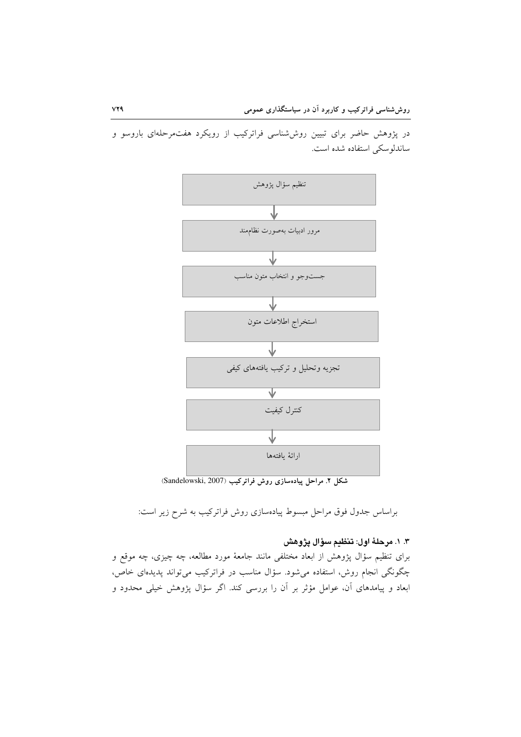در پژوهش حاضر برای تبیین روش‌شناسی فراترکیب از رویکرد هفت‌مرحله‌ای باروسو و ساندلوسکی استفاده شده است.

تنظیم سؤال پژوهش
↓
مرور ادبیات به‌صورت نظام‌مند
↓
جست‌وجو و انتخاب متون مناسب
↓
استخراج اطلاعات متون
↓
تجزیه وتحلیل و ترکیب یافته‌های کیفی
↓
کنترل کیفیت
↓
ارائهٔ یافته‌ها

**شکل ۲. مراحل پیاده‌سازی روش فراترکیب** (Sandelowski, 2007)

براساس جدول فوق مراحل مبسوط پیاده‌سازی روش فراترکیب به شرح زیر است:

### ۳. ۱. مرحلهٔ اول: تنظیم سؤال پژوهش

برای تنظیم سؤال پژوهش از ابعاد مختلفی مانند جامعهٔ مورد مطالعه، چه چیزی، چه موقع و چگونگی انجام روش، استفاده می‌شود. سؤال مناسب در فراترکیب می‌تواند پدیده‌ای خاص، ابعاد و پیامدهای آن، عوامل مؤثر بر آن را بررسی کند. اگر سؤال پژوهش خیلی محدود و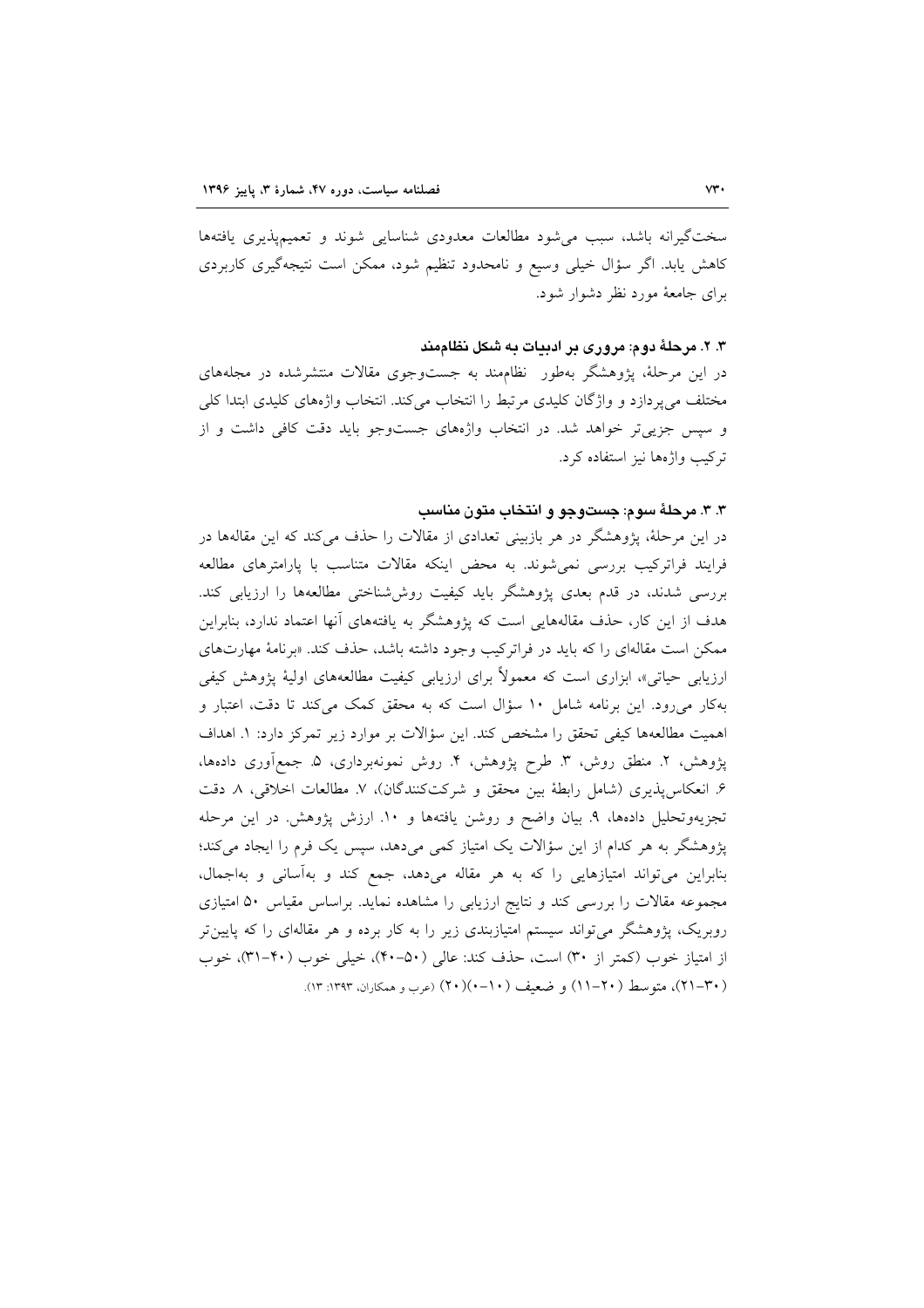سخت‌گیرانه باشد، سبب می‌شود مطالعات معدودی شناسایی شوند و تعمیم‌پذیری یافته‌ها کاهش یابد. اگر سؤال خیلی وسیع و نامحدود تنظیم شود، ممکن است نتیجه‌گیری کاربردی برای جامعهٔ مورد نظر دشوار شود.

### ۳. ۲. مرحلهٔ دوم: مروری بر ادبیات به شکل نظام‌مند

در این مرحله، پژوهشگر به‌طور نظام‌مند به جست‌وجوی مقالات منتشرشده در مجله‌های مختلف می‌پردازد و واژگان کلیدی مرتبط را انتخاب می‌کند. انتخاب واژه‌های کلیدی ابتدا کلی و سپس جزیی‌تر خواهد شد. در انتخاب واژه‌های جست‌وجو باید دقت کافی داشت و از ترکیب واژه‌ها نیز استفاده کرد.

### ۳. ۳. مرحلهٔ سوم: جست‌وجو و انتخاب متون مناسب

در این مرحله، پژوهشگر در هر بازبینی تعدادی از مقالات را حذف می‌کند که این مقاله‌ها در فرایند فراترکیب بررسی نمی‌شوند. به محض اینکه مقالات متناسب با پارامترهای مطالعه بررسی شدند، در قدم بعدی پژوهشگر باید کیفیت روش‌شناختی مطالعه‌ها را ارزیابی کند. هدف از این کار، حذف مقاله‌هایی است که پژوهشگر به یافته‌های آنها اعتماد ندارد، بنابراین ممکن است مقاله‌ای را که باید در فراترکیب وجود داشته باشد، حذف کند. «برنامهٔ مهارت‌های ارزیابی حیاتی»، ابزاری است که معمولاً برای ارزیابی کیفیت مطالعه‌های اولیهٔ پژوهش کیفی به‌کار می‌رود. این برنامه شامل ۱۰ سؤال است که به محقق کمک می‌کند تا دقت، اعتبار و اهمیت مطالعه‌ها کیفی تحقق را مشخص کند. این سؤالات بر موارد زیر تمرکز دارد: ۱. اهداف پژوهش، ۲. منطق روش، ۳. طرح پژوهش، ۴. روش نمونه‌برداری، ۵. جمع‌آوری داده‌ها، ۶. انعکاس‌پذیری (شامل رابطهٔ بین محقق و شرکت‌کنندگان)، ۷. مطالعات اخلاقی، ۸. دقت تجزیه‌وتحلیل داده‌ها، ۹. بیان واضح و روشن یافته‌ها و ۱۰. ارزش پژوهش. در این مرحله پژوهشگر به هر کدام از این سؤالات یک امتیاز کمی می‌دهد، سپس یک فرم را ایجاد می‌کند؛ بنابراین می‌تواند امتیازهایی را که به هر مقاله می‌دهد، جمع کند و به‌آسانی و به‌اجمال، مجموعه مقالات را بررسی کند و نتایج ارزیابی را مشاهده نماید. براساس مقیاس ۵۰ امتیازی روبریک، پژوهشگر می‌تواند سیستم امتیازبندی زیر را به کار برده و هر مقاله‌ای را که پایین‌تر از امتیاز خوب (کمتر از ۳۰) است، حذف کند: عالی (۵۰-۴۰)، خیلی خوب (۴۰-۳۱)، خوب (۳۰-۲۱)، متوسط (۲۰-۱۱) و ضعیف (۱۰-۰)(۲۰) (عرب و همکاران، ۱۳۹۳: ۱۳).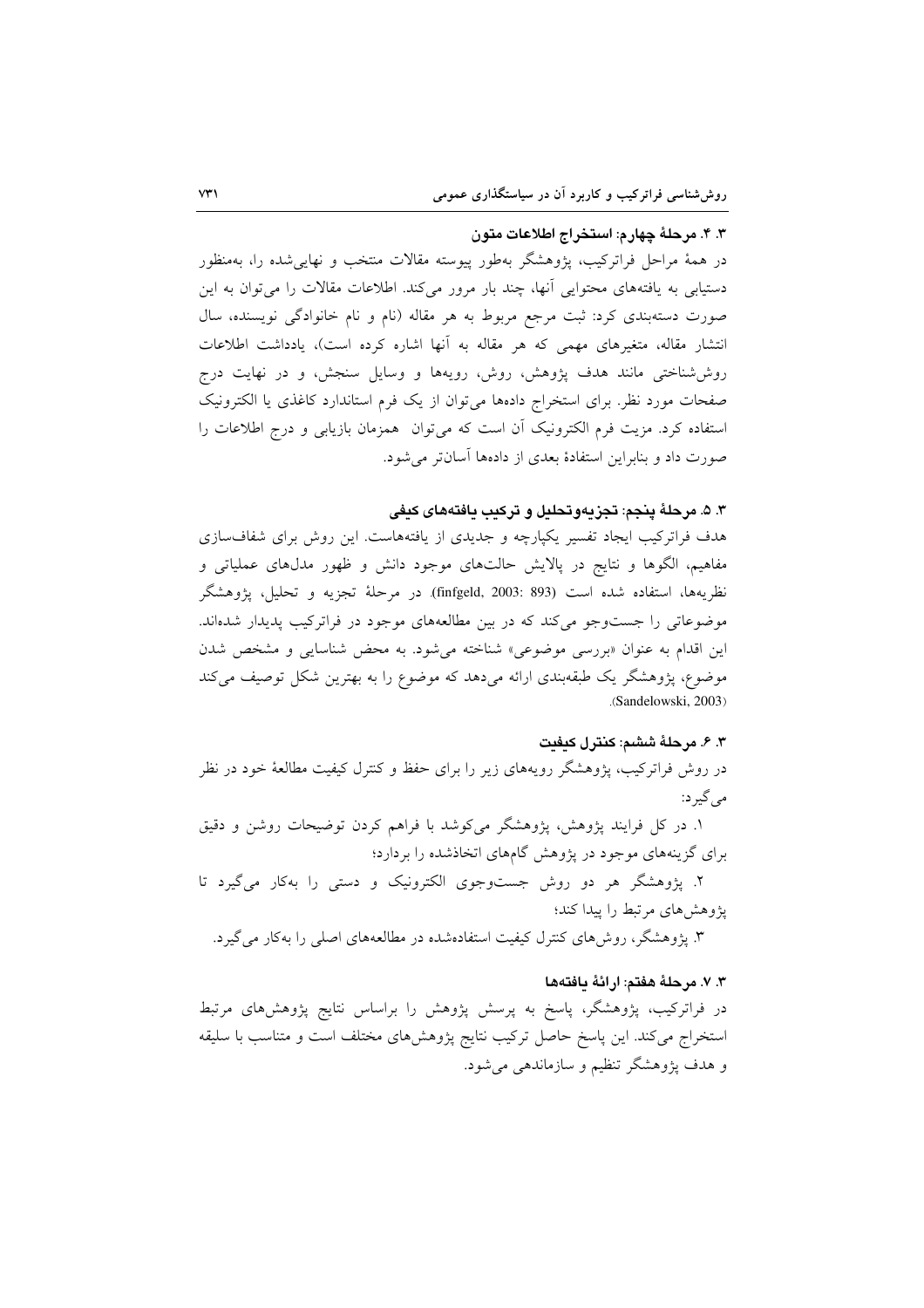### ۳. ۴. مرحلهٔ چهارم: استخراج اطلاعات متون

در همهٔ مراحل فراترکیب، پژوهشگر به‌طور پیوسته مقالات منتخب و نهایی‌شده را، به‌منظور دستیابی به یافته‌های محتوایی آنها، چند بار مرور می‌کند. اطلاعات مقالات را می‌توان به این صورت دسته‌بندی کرد: ثبت مرجع مربوط به هر مقاله (نام و نام خانوادگی نویسنده، سال انتشار مقاله، متغیرهای مهمی که هر مقاله به آنها اشاره کرده است)، یادداشت اطلاعات روش‌شناختی مانند هدف پژوهش، روش، رویه‌ها و وسایل سنجش، و در نهایت درج صفحات مورد نظر. برای استخراج داده‌ها می‌توان از یک فرم استاندارد کاغذی یا الکترونیک استفاده کرد. مزیت فرم الکترونیک آن است که می‌توان همزمان بازیابی و درج اطلاعات را صورت داد و بنابراین استفادهٔ بعدی از داده‌ها آسان‌تر می‌شود.

### ۳. ۵. مرحلهٔ پنجم: تجزیه‌وتحلیل و ترکیب یافته‌های کیفی

هدف فراترکیب ایجاد تفسیر یکپارچه و جدیدی از یافته‌هاست. این روش برای شفاف‌سازی مفاهیم، الگوها و نتایج در پالایش حالت‌های موجود دانش و ظهور مدل‌های عملیاتی و نظریه‌ها، استفاده شده است (finfgeld, 2003: 893). در مرحلهٔ تجزیه و تحلیل، پژوهشگر موضوعاتی را جست‌وجو می‌کند که در بین مطالعه‌های موجود در فراترکیب پدیدار شده‌اند. این اقدام به عنوان «بررسی موضوعی» شناخته می‌شود. به محض شناسایی و مشخص شدن موضوع، پژوهشگر یک طبقه‌بندی ارائه می‌دهد که موضوع را به بهترین شکل توصیف می‌کند (Sandelowski, 2003).

### ۳. ۶. مرحلهٔ ششم: کنترل کیفیت

در روش فراترکیب، پژوهشگر رویه‌های زیر را برای حفظ و کنترل کیفیت مطالعهٔ خود در نظر می‌گیرد:

۱. در کل فرایند پژوهش، پژوهشگر می‌کوشد با فراهم کردن توضیحات روشن و دقیق برای گزینه‌های موجود در پژوهش گام‌های اتخاذشده را بردارد؛

۲. پژوهشگر هر دو روش جست‌وجوی الکترونیک و دستی را به‌کار می‌گیرد تا پژوهش‌های مرتبط را پیدا کند؛

۳. پژوهشگر، روش‌های کنترل کیفیت استفاده‌شده در مطالعه‌های اصلی را به‌کار می‌گیرد.

### ۳. ۷. مرحلهٔ هفتم: ارائهٔ یافته‌ها

در فراترکیب، پژوهشگر، پاسخ به پرسش پژوهش را براساس نتایج پژوهش‌های مرتبط استخراج می‌کند. این پاسخ حاصل ترکیب نتایج پژوهش‌های مختلف است و متناسب با سلیقه و هدف پژوهشگر تنظیم و سازماندهی می‌شود.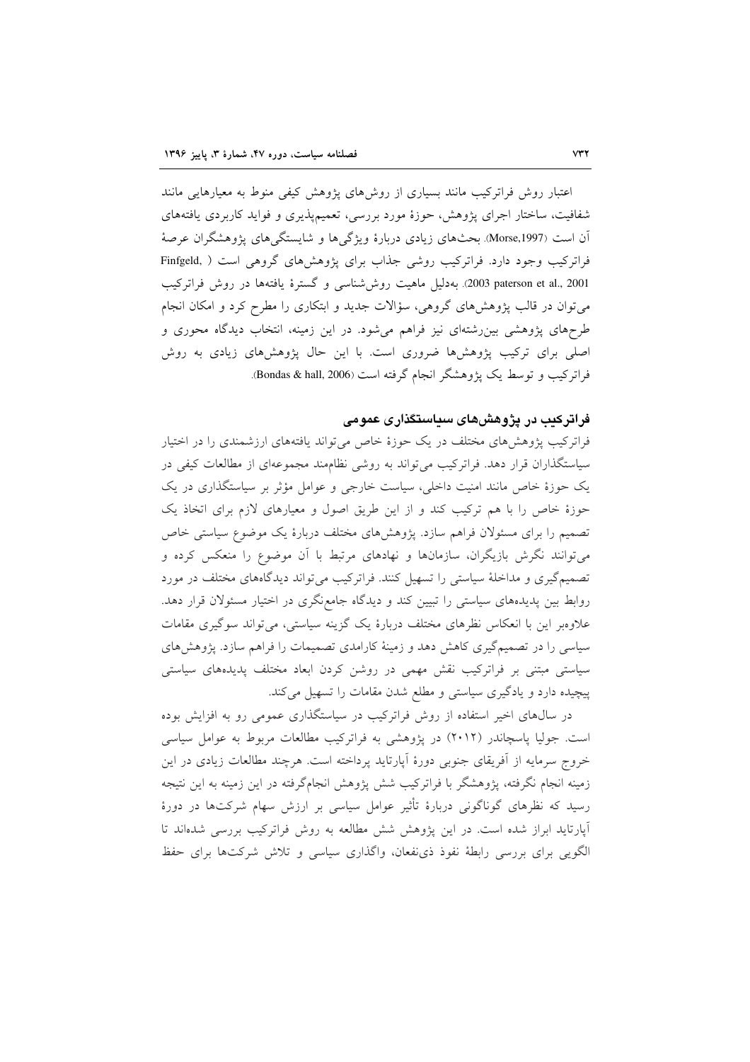اعتبار روش فراترکیب مانند بسیاری از روش‌های پژوهش کیفی منوط به معیارهایی مانند شفافیت، ساختار اجرای پژوهش، حوزهٔ مورد بررسی، تعمیم‌پذیری و فواید کاربردی یافته‌های آن است (Morse,1997). بحث‌های زیادی دربارهٔ ویژگی‌ها و شایستگی‌های پژوهشگران عرصهٔ فراترکیب وجود دارد. فراترکیب روشی جذاب برای پژوهش‌های گروهی است (Finfgeld, 2003 paterson et al., 2001). به‌دلیل ماهیت روش‌شناسی و گسترهٔ یافته‌ها در روش فراترکیب می‌توان در قالب پژوهش‌های گروهی، سؤالات جدید و ابتکاری را مطرح کرد و امکان انجام طرح‌های پژوهشی بین‌رشته‌ای نیز فراهم می‌شود. در این زمینه، انتخاب دیدگاه محوری و اصلی برای ترکیب پژوهش‌ها ضروری است. با این حال پژوهش‌های زیادی به روش فراترکیب و توسط یک پژوهشگر انجام گرفته است (Bondas & hall, 2006).

## فراترکیب در پژوهش‌های سیاستگذاری عمومی

فراترکیب پژوهش‌های مختلف در یک حوزهٔ خاص می‌تواند یافته‌های ارزشمندی را در اختیار سیاستگذاران قرار دهد. فراترکیب می‌تواند به روشی نظام‌مند مجموعه‌ای از مطالعات کیفی در یک حوزهٔ خاص مانند امنیت داخلی، سیاست خارجی و عوامل مؤثر بر سیاستگذاری در یک حوزهٔ خاص را با هم ترکیب کند و از این طریق اصول و معیارهای لازم برای اتخاذ یک تصمیم را برای مسئولان فراهم سازد. پژوهش‌های مختلف دربارهٔ یک موضوع سیاستی خاص می‌توانند نگرش بازیگران، سازمان‌ها و نهادهای مرتبط با آن موضوع را منعکس کرده و تصمیم‌گیری و مداخلهٔ سیاستی را تسهیل کنند. فراترکیب می‌تواند دیدگاه‌های مختلف در مورد روابط بین پدیده‌های سیاستی را تبیین کند و دیدگاه جامع‌نگری در اختیار مسئولان قرار دهد. علاوه‌بر این با انعکاس نظرهای مختلف دربارهٔ یک گزینه سیاستی، می‌تواند سوگیری مقامات سیاسی را در تصمیم‌گیری کاهش دهد و زمینهٔ کارامدی تصمیمات را فراهم سازد. پژوهش‌های سیاستی مبتنی بر فراترکیب نقش مهمی در روشن کردن ابعاد مختلف پدیده‌های سیاستی پیچیده دارد و یادگیری سیاستی و مطلع شدن مقامات را تسهیل می‌کند.

در سال‌های اخیر استفاده از روش فراترکیب در سیاستگذاری عمومی رو به افزایش بوده است. جولیا پاسچاندر (۲۰۱۲) در پژوهشی به فراترکیب مطالعات مربوط به عوامل سیاسی خروج سرمایه از آفریقای جنوبی دورهٔ آپارتاید پرداخته است. هرچند مطالعات زیادی در این زمینه انجام نگرفته، پژوهشگر با فراترکیب شش پژوهش انجام‌گرفته در این زمینه به این نتیجه رسید که نظرهای گوناگونی دربارهٔ تأثیر عوامل سیاسی بر ارزش سهام شرکت‌ها در دورهٔ آپارتاید ابراز شده است. در این پژوهش شش مطالعه به روش فراترکیب بررسی شده‌اند تا الگویی برای بررسی رابطهٔ نفوذ ذی‌نفعان، واگذاری سیاسی و تلاش شرکت‌ها برای حفظ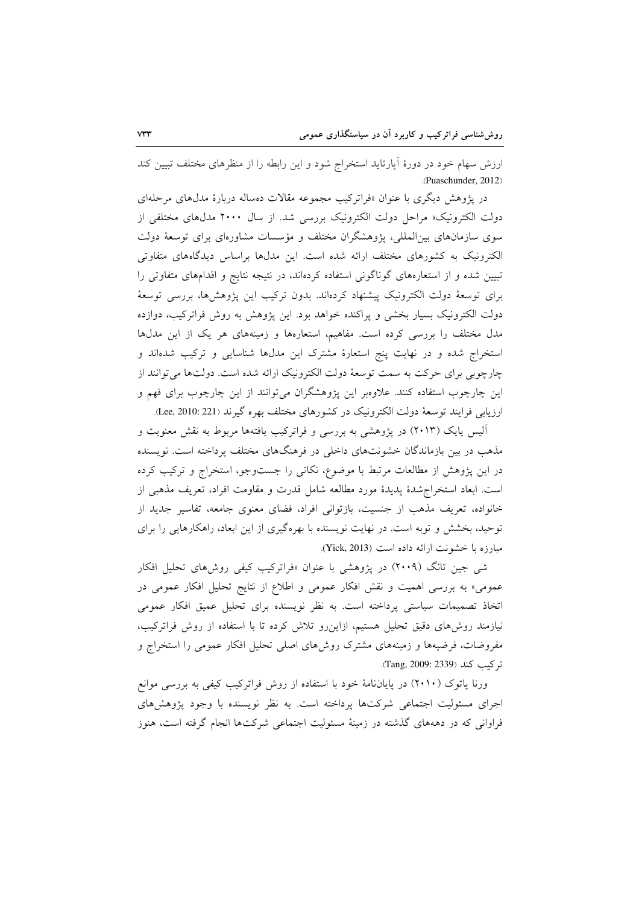ارزش سهام خود در دورهٔ آپارتاید استخراج شود و این رابطه را از منظرهای مختلف تبیین کند (Puaschunder, 2012).

در پژوهش دیگری با عنوان «فراترکیب مجموعه مقالات ده‌ساله دربارهٔ مدل‌های مرحله‌ای دولت الکترونیک» مراحل دولت الکترونیک بررسی شد. از سال ۲۰۰۰ مدل‌های مختلفی از سوی سازمان‌های بین‌المللی، پژوهشگران مختلف و مؤسسات مشاوره‌ای برای توسعهٔ دولت الکترونیک به کشورهای مختلف ارائه شده است. این مدل‌ها براساس دیدگاه‌های متفاوتی تبیین شده و از استعاره‌های گوناگونی استفاده کرده‌اند، در نتیجه نتایج و اقدام‌های متفاوتی را برای توسعهٔ دولت الکترونیک پیشنهاد کرده‌اند. بدون ترکیب این پژوهش‌ها، بررسی توسعهٔ دولت الکترونیک بسیار بخشی و پراکنده خواهد بود. این پژوهش به روش فراترکیب، دوازده مدل مختلف را بررسی کرده است. مفاهیم، استعاره‌ها و زمینه‌های هر یک از این مدل‌ها استخراج شده و در نهایت پنج استعارهٔ مشترک این مدل‌ها شناسایی و ترکیب شده‌اند و چارچوبی برای حرکت به سمت توسعهٔ دولت الکترونیک ارائه شده است. دولت‌ها می‌توانند از این چارچوب استفاده کنند. علاوه‌بر این پژوهشگران می‌توانند از این چارچوب برای فهم و ارزیابی فرایند توسعهٔ دولت الکترونیک در کشورهای مختلف بهره گیرند (Lee, 2010: 221).

آلیس یایک (۲۰۱۳) در پژوهشی به بررسی و فراترکیب یافته‌ها مربوط به نقش معنویت و مذهب در بین بازماندگان خشونت‌های داخلی در فرهنگ‌های مختلف پرداخته است. نویسنده در این پژوهش از مطالعات مرتبط با موضوع، نکاتی را جست‌وجو، استخراج و ترکیب کرده است. ابعاد استخراج‌شدهٔ پدیدهٔ مورد مطالعه شامل قدرت و مقاومت افراد، تعریف مذهبی از خانواده، تعریف مذهب از جنسیت، بازتوانی افراد، فضای معنوی جامعه، تفاسیر جدید از توحید، بخشش و توبه است. در نهایت نویسنده با بهره‌گیری از این ابعاد، راهکارهایی را برای مبارزه با خشونت ارائه داده است (Yick, 2013).

شی جین تانگ (۲۰۰۹) در پژوهشی با عنوان «فراترکیب کیفی روش‌های تحلیل افکار عمومی» به بررسی اهمیت و نقش افکار عمومی و اطلاع از نتایج تحلیل افکار عمومی در اتخاذ تصمیمات سیاستی پرداخته است. به نظر نویسنده برای تحلیل عمیق افکار عمومی نیازمند روش‌های دقیق تحلیل هستیم، ازاین‌رو تلاش کرده تا با استفاده از روش فراترکیب، مفروضات، فرضیه‌ها و زمینه‌های مشترک روش‌های اصلی تحلیل افکار عمومی را استخراج و ترکیب کند (Tang, 2009: 2339).

ورنا پاتوک (۲۰۱۰) در پایان‌نامهٔ خود با استفاده از روش فراترکیب کیفی به بررسی موانع اجرای مسئولیت اجتماعی شرکت‌ها پرداخته است. به نظر نویسنده با وجود پژوهش‌های فراوانی که در دهه‌های گذشته در زمینهٔ مسئولیت اجتماعی شرکت‌ها انجام گرفته است، هنوز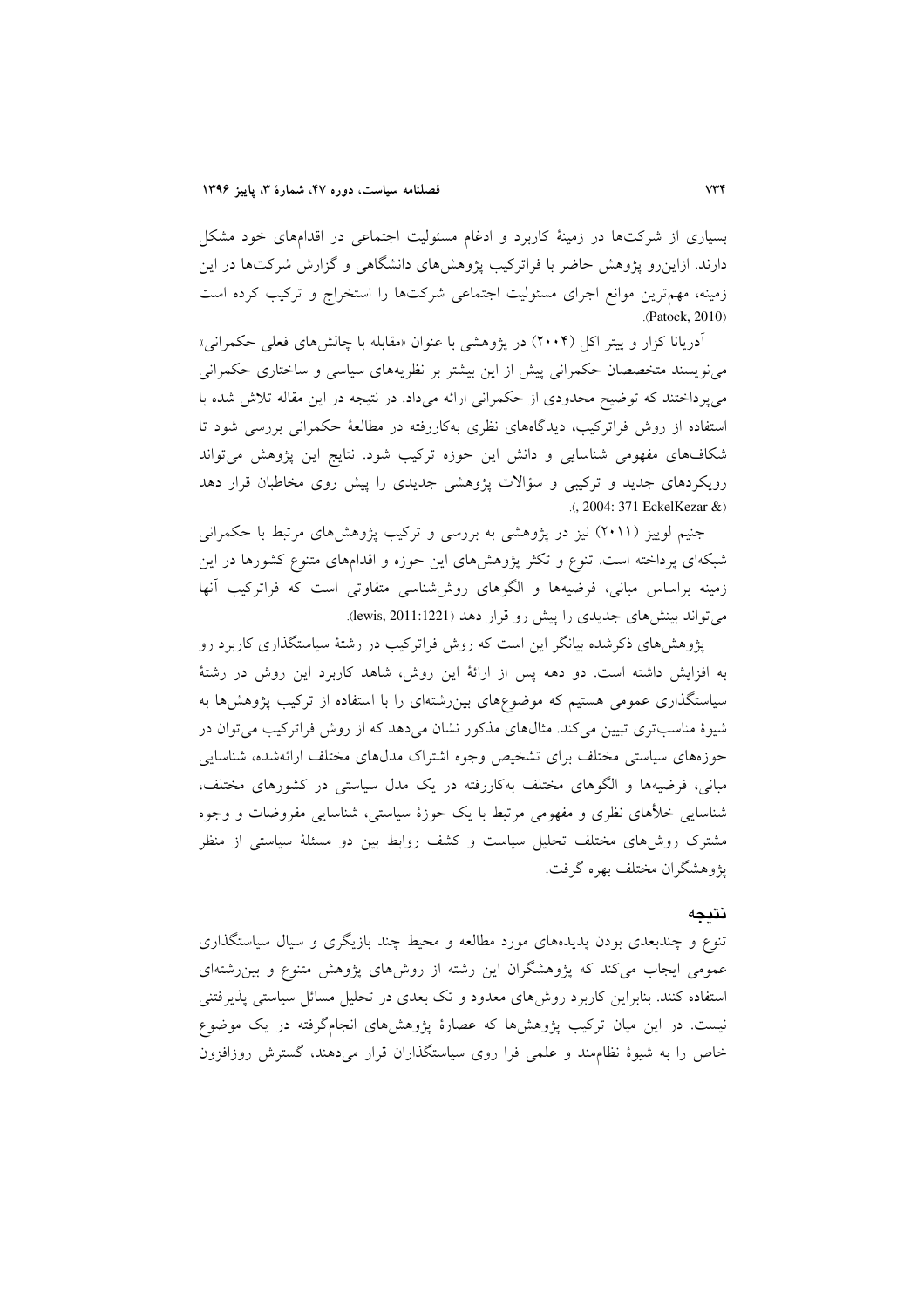بسیاری از شرکت‌ها در زمینهٔ کاربرد و ادغام مسئولیت اجتماعی در اقدام‌های خود مشکل دارند. ازاین‌رو پژوهش حاضر با فراترکیب پژوهش‌های دانشگاهی و گزارش شرکت‌ها در این زمینه، مهم‌ترین موانع اجرای مسئولیت اجتماعی شرکت‌ها را استخراج و ترکیب کرده است (Patock, 2010).

آدریانا کزار و پیتر اکل (۲۰۰۴) در پژوهشی با عنوان «مقابله با چالش‌های فعلی حکمرانی» می‌نویسند متخصصان حکمرانی پیش از این بیشتر بر نظریه‌های سیاسی و ساختاری حکمرانی می‌پرداختند که توضیح محدودی از حکمرانی ارائه می‌داد. در نتیجه در این مقاله تلاش شده با استفاده از روش فراترکیب، دیدگاه‌های نظری به‌کاررفته در مطالعهٔ حکمرانی بررسی شود تا شکاف‌های مفهومی شناسایی و دانش این حوزه ترکیب شود. نتایج این پژوهش می‌تواند رویکردهای جدید و ترکیبی و سؤالات پژوهشی جدیدی را پیش روی مخاطبان قرار دهد (Kezar & Eckel, 2004: 371).

جنیم لوییز (۲۰۱۱) نیز در پژوهشی به بررسی و ترکیب پژوهش‌های مرتبط با حکمرانی شبکه‌ای پرداخته است. تنوع و تکثر پژوهش‌های این حوزه و اقدام‌های متنوع کشورها در این زمینه براساس مبانی، فرضیه‌ها و الگوهای روش‌شناسی متفاوتی است که فراترکیب آنها می‌تواند بینش‌های جدیدی را پیش رو قرار دهد (lewis, 2011:1221).

پژوهش‌های ذکرشده بیانگر این است که روش فراترکیب در رشتهٔ سیاستگذاری کاربرد رو به افزایش داشته است. دو دهه پس از ارائهٔ این روش، شاهد کاربرد این روش در رشتهٔ سیاستگذاری عمومی هستیم که موضوع‌های بین‌رشته‌ای را با استفاده از ترکیب پژوهش‌ها به شیوهٔ مناسب‌تری تبیین می‌کند. مثال‌های مذکور نشان می‌دهد که از روش فراترکیب می‌توان در حوزه‌های سیاستی مختلف برای تشخیص وجوه اشتراک مدل‌های مختلف ارائه‌شده، شناسایی مبانی، فرضیه‌ها و الگوهای مختلف به‌کاررفته در یک مدل سیاستی در کشورهای مختلف، شناسایی خلأهای نظری و مفهومی مرتبط با یک حوزهٔ سیاستی، شناسایی مفروضات و وجوه مشترک روش‌های مختلف تحلیل سیاست و کشف روابط بین دو مسئلهٔ سیاستی از منظر پژوهشگران مختلف بهره گرفت.

## نتیجه

تنوع و چندبعدی بودن پدیده‌های مورد مطالعه و محیط چند بازیگری و سیال سیاستگذاری عمومی ایجاب می‌کند که پژوهشگران این رشته از روش‌های پژوهش متنوع و بین‌رشته‌ای استفاده کنند. بنابراین کاربرد روش‌های معدود و تک بعدی در تحلیل مسائل سیاستی پذیرفتنی نیست. در این میان ترکیب پژوهش‌ها که عصارهٔ پژوهش‌های انجام‌گرفته در یک موضوع خاص را به شیوهٔ نظام‌مند و علمی فرا روی سیاستگذاران قرار می‌دهند، گسترش روزافزون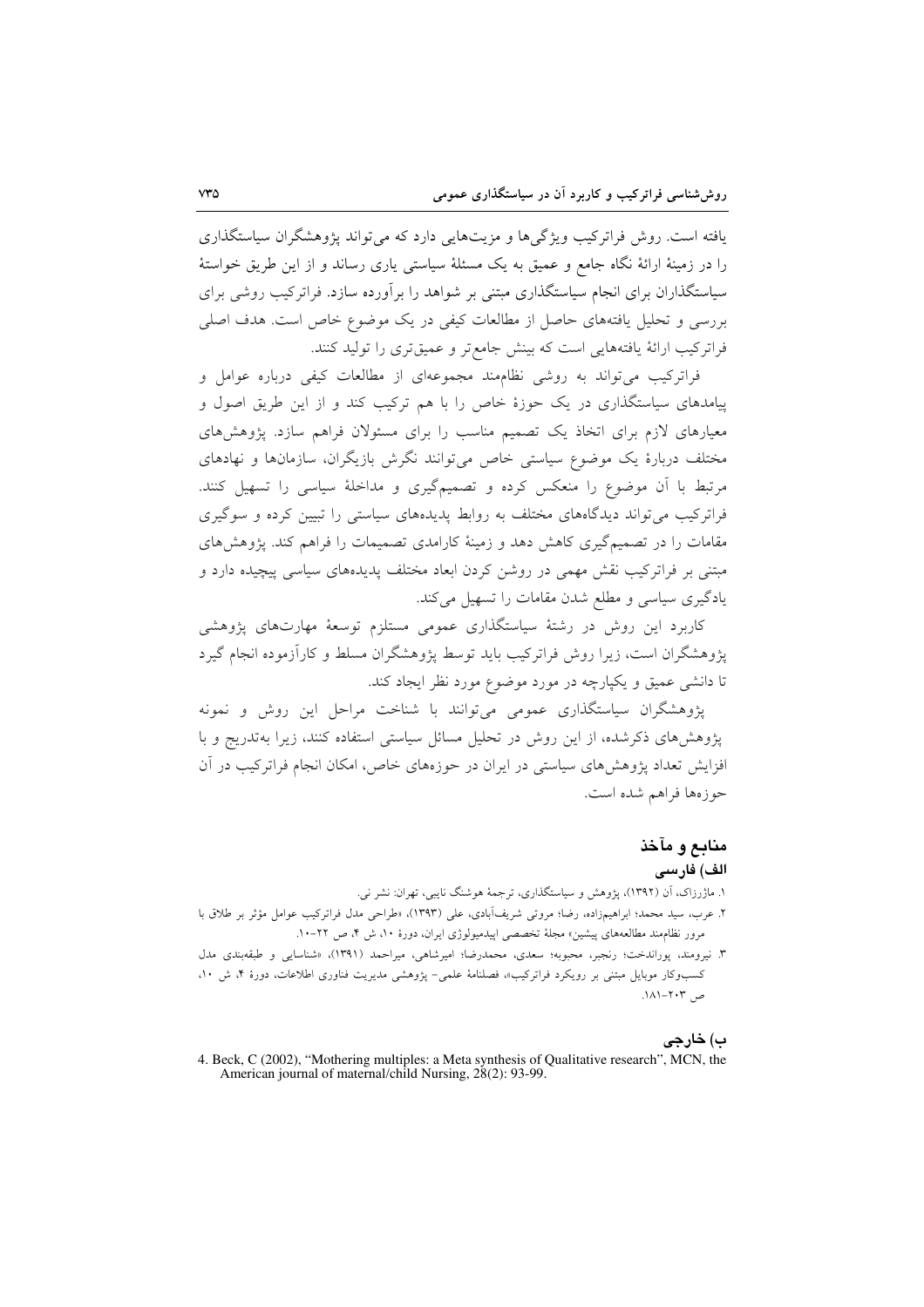یافته است. روش فراترکیب ویژگی‌ها و مزیت‌هایی دارد که می‌تواند پژوهشگران سیاستگذاری را در زمینهٔ ارائهٔ نگاه جامع و عمیق به یک مسئلهٔ سیاستی یاری رساند و از این طریق خواستهٔ سیاستگذاران برای انجام سیاستگذاری مبتنی بر شواهد را برآورده سازد. فراترکیب روشی برای بررسی و تحلیل یافته‌های حاصل از مطالعات کیفی در یک موضوع خاص است. هدف اصلی فراترکیب ارائهٔ یافته‌هایی است که بینش جامع‌تر و عمیق‌تری را تولید کنند.

فراترکیب می‌تواند به روشی نظام‌مند مجموعه‌ای از مطالعات کیفی دربارهٔ عوامل و پیامدهای سیاستگذاری در یک حوزهٔ خاص را با هم ترکیب کند و از این طریق اصول و معیارهای لازم برای اتخاذ یک تصمیم مناسب را برای مسئولان فراهم سازد. پژوهش‌های مختلف دربارهٔ یک موضوع سیاستی خاص می‌توانند نگرش بازیگران، سازمان‌ها و نهادهای مرتبط با آن موضوع را منعکس کرده و تصمیم‌گیری و مداخلهٔ سیاسی را تسهیل کنند. فراترکیب می‌تواند دیدگاه‌های مختلف به روابط پدیده‌های سیاستی را تبیین کرده و سوگیری مقامات را در تصمیم‌گیری کاهش دهد و زمینهٔ کارامدی تصمیمات را فراهم کند. پژوهش‌های مبتنی بر فراترکیب نقش مهمی در روشن کردن ابعاد مختلف پدیده‌های سیاسی پیچیده دارد و یادگیری سیاسی و مطلع شدن مقامات را تسهیل می‌کند.

کاربرد این روش در رشتهٔ سیاستگذاری عمومی مستلزم توسعهٔ مهارت‌های پژوهشی پژوهشگران است، زیرا روش فراترکیب باید توسط پژوهشگران مسلط و کارآزموده انجام گیرد تا دانشی عمیق و یکپارچه در مورد موضوع مورد نظر ایجاد کند.

پژوهشگران سیاستگذاری عمومی می‌توانند با شناخت مراحل این روش و نمونه پژوهش‌های ذکرشده، از این روش در تحلیل مسائل سیاستی استفاده کنند، زیرا به‌تدریج و با افزایش تعداد پژوهش‌های سیاستی در ایران در حوزه‌های خاص، امکان انجام فراترکیب در آن حوزه‌ها فراهم شده است.

## منابع و مآخذ

### الف) فارسی

۱. ماژرزاک، آن (۱۳۹۲)، پژوهش و سیاستگذاری، ترجمهٔ هوشنگ نایبی، تهران: نشر نی.

۲. عرب، سید محمد؛ ابراهیم‌زاده، رضا؛ مروتی شریف‌آبادی، علی (۱۳۹۳)، «طراحی مدل فراترکیب عوامل مؤثر بر طلاق با مرور نظام‌مند مطالعه‌های پیشین» مجلهٔ تخصصی اپیدمیولوژی ایران، دورهٔ ۱۰، ش ۴، ص ۲۲-۱۰.

۳. نیرومند، پوراندخت؛ رنجبر، محبوبه؛ سعدی، محمدرضا؛ امیرشاهی، میراحمد (۱۳۹۱)، «شناسایی و طبقه‌بندی مدل کسب‌وکار موبایل مبتنی بر رویکرد فراترکیب»، فصلنامهٔ علمی- پژوهشی مدیریت فناوری اطلاعات، دورهٔ ۴، ش ۱۰، ص ۲۰۳-۱۸۱.

### ب) خارجی

4. Beck, C (2002), "Mothering multiples: a Meta synthesis of Qualitative research", MCN, the American journal of maternal/child Nursing, 28(2): 93-99.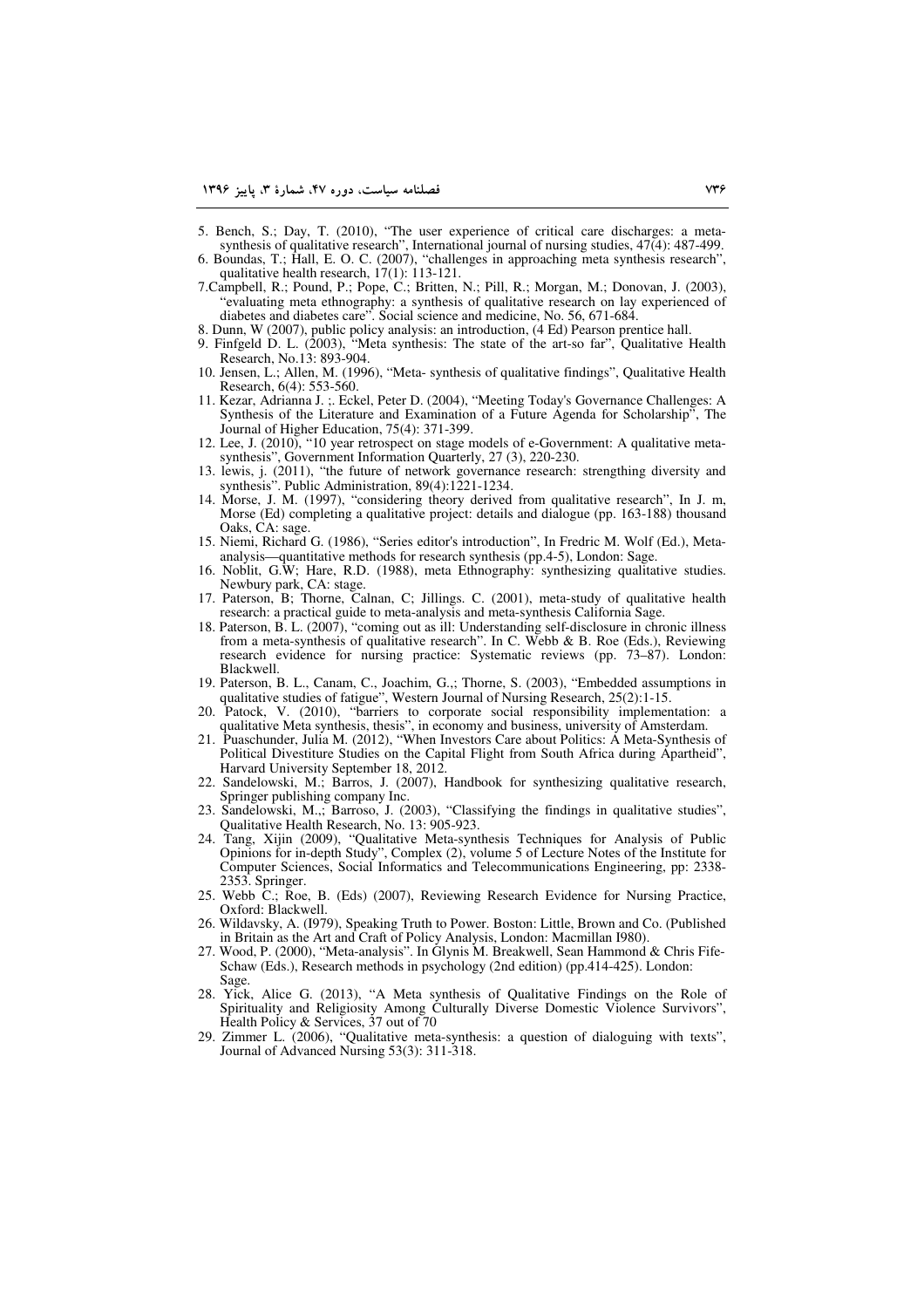5. Bench, S.; Day, T. (2010), "The user experience of critical care discharges: a meta-synthesis of qualitative research", International journal of nursing studies, 47(4): 487-499.
6. Boundas, T.; Hall, E. O. C. (2007), "challenges in approaching meta synthesis research", qualitative health research, 17(1): 113-121.
7. Campbell, R.; Pound, P.; Pope, C.; Britten, N.; Pill, R.; Morgan, M.; Donovan, J. (2003), "evaluating meta ethnography: a synthesis of qualitative research on lay experienced of diabetes and diabetes care". Social science and medicine, No. 56, 671-684.
8. Dunn, W (2007), public policy analysis: an introduction, (4 Ed) Pearson prentice hall.
9. Finfgeld D. L. (2003), "Meta synthesis: The state of the art-so far", Qualitative Health Research, No.13: 893-904.
10. Jensen, L.; Allen, M. (1996), "Meta- synthesis of qualitative findings", Qualitative Health Research, 6(4): 553-560.
11. Kezar, Adrianna J. ;. Eckel, Peter D. (2004), "Meeting Today's Governance Challenges: A Synthesis of the Literature and Examination of a Future Agenda for Scholarship", The Journal of Higher Education, 75(4): 371-399.
12. Lee, J. (2010), "10 year retrospect on stage models of e-Government: A qualitative meta-synthesis", Government Information Quarterly, 27 (3), 220-230.
13. lewis, j. (2011), "the future of network governance research: strengthing diversity and synthesis". Public Administration, 89(4):1221-1234.
14. Morse, J. M. (1997), "considering theory derived from qualitative research", In J. m, Morse (Ed) completing a qualitative project: details and dialogue (pp. 163-188) thousand Oaks, CA: sage.
15. Niemi, Richard G. (1986), "Series editor's introduction", In Fredric M. Wolf (Ed.), Meta-analysis—quantitative methods for research synthesis (pp.4-5), London: Sage.
16. Noblit, G.W; Hare, R.D. (1988), meta Ethnography: synthesizing qualitative studies. Newbury park, CA: stage.
17. Paterson, B; Thorne, Calnan, C; Jillings. C. (2001), meta-study of qualitative health research: a practical guide to meta-analysis and meta-synthesis California Sage.
18. Paterson, B. L. (2007), "coming out as ill: Understanding self-disclosure in chronic illness from a meta-synthesis of qualitative research". In C. Webb & B. Roe (Eds.), Reviewing research evidence for nursing practice: Systematic reviews (pp. 73–87). London: Blackwell.
19. Paterson, B. L., Canam, C., Joachim, G.,; Thorne, S. (2003), "Embedded assumptions in qualitative studies of fatigue", Western Journal of Nursing Research, 25(2):1-15.
20. Patock, V. (2010), "barriers to corporate social responsibility implementation: a qualitative Meta synthesis, thesis", in economy and business, university of Amsterdam.
21. Puaschunder, Julia M. (2012), "When Investors Care about Politics: A Meta-Synthesis of Political Divestiture Studies on the Capital Flight from South Africa during Apartheid", Harvard University September 18, 2012.
22. Sandelowski, M.; Barros, J. (2007), Handbook for synthesizing qualitative research, Springer publishing company Inc.
23. Sandelowski, M.,; Barroso, J. (2003), "Classifying the findings in qualitative studies", Qualitative Health Research, No. 13: 905-923.
24. Tang, Xijin (2009), "Qualitative Meta-synthesis Techniques for Analysis of Public Opinions for in-depth Study", Complex (2), volume 5 of Lecture Notes of the Institute for Computer Sciences, Social Informatics and Telecommunications Engineering, pp: 2338-2353. Springer.
25. Webb C.; Roe, B. (Eds) (2007), Reviewing Research Evidence for Nursing Practice, Oxford: Blackwell.
26. Wildavsky, A. (I979), Speaking Truth to Power. Boston: Little, Brown and Co. (Published in Britain as the Art and Craft of Policy Analysis, London: Macmillan I980).
27. Wood, P. (2000), "Meta-analysis". In Glynis M. Breakwell, Sean Hammond & Chris Fife-Schaw (Eds.), Research methods in psychology (2nd edition) (pp.414-425). London: Sage.
28. Yick, Alice G. (2013), "A Meta synthesis of Qualitative Findings on the Role of Spirituality and Religiosity Among Culturally Diverse Domestic Violence Survivors", Health Policy & Services, 37 out of 70
29. Zimmer L. (2006), "Qualitative meta-synthesis: a question of dialoguing with texts", Journal of Advanced Nursing 53(3): 311-318.